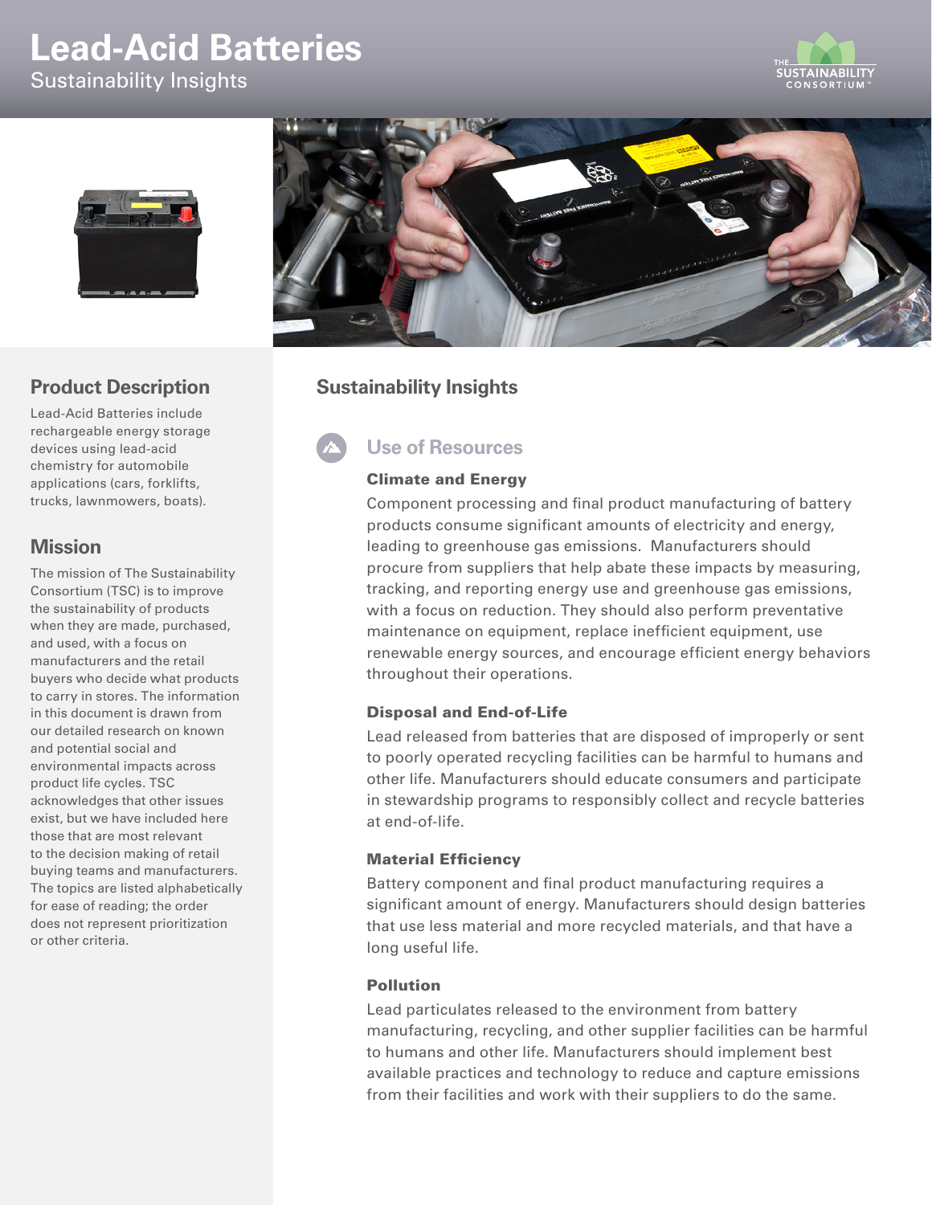# Lead-Acid Batteries

Sustainability Insights

## Product Description

Lead-Acid Batteries include rechargeable energy storage devices using lead-acid chemistry for automobile applications (cars, forklifts, trucks, lawnmowers, boats).

## Mission

The mission of The Sustainability Consortium (TSC) is to improve the sustainability of products when they are made, purchased, and used, with a focus on manufacturers and the retail buyers who decide what products to carry in stores. The information in this document is drawn from our detailed research on known and potential social and environmental impacts across product life cycles. TSC acknowledges that other issues exist, but we have included here those that are most relevant to the decision making of retail buying teams and manufacturers. The topics are listed alphabetically for ease of reading; the order does not represent prioritization or other criteria.

## Sustainability Insights

### Use of Resources

#### Climate and Energy

Component processing and final product manufacturing of battery products consume significant amounts of electricity and energy, leading to greenhouse gas emissions. Manufacturers should procure from suppliers that help abate these impacts by measuring, tracking, and reporting energy use and greenhouse gas emissions, with a focus on reduction. They should also perform preventative maintenance on equipment, replace inefficient equipment, use renewable energy sources, and encourage efficient energy behaviors throughout their operations.

#### Disposal and End-of-Life

Lead released from batteries that are disposed of improperly or sent to poorly operated recycling facilities can be harmful to humans and other life. Manufacturers should educate consumers and participate in stewardship programs to responsibly collect and recycle batteries at end-of-life.

#### Material Efficiency

Battery component and final product manufacturing requires a significant amount of energy. Manufacturers should design batteries that use less material and more recycled materials, and that have a long useful life.

#### Pollution

Lead particulates released to the environment from battery manufacturing, recycling, and other supplier facilities can be harmful to humans and other life. Manufacturers should implement best available practices and technology to reduce and capture emissions from their facilities and work with their suppliers to do the same.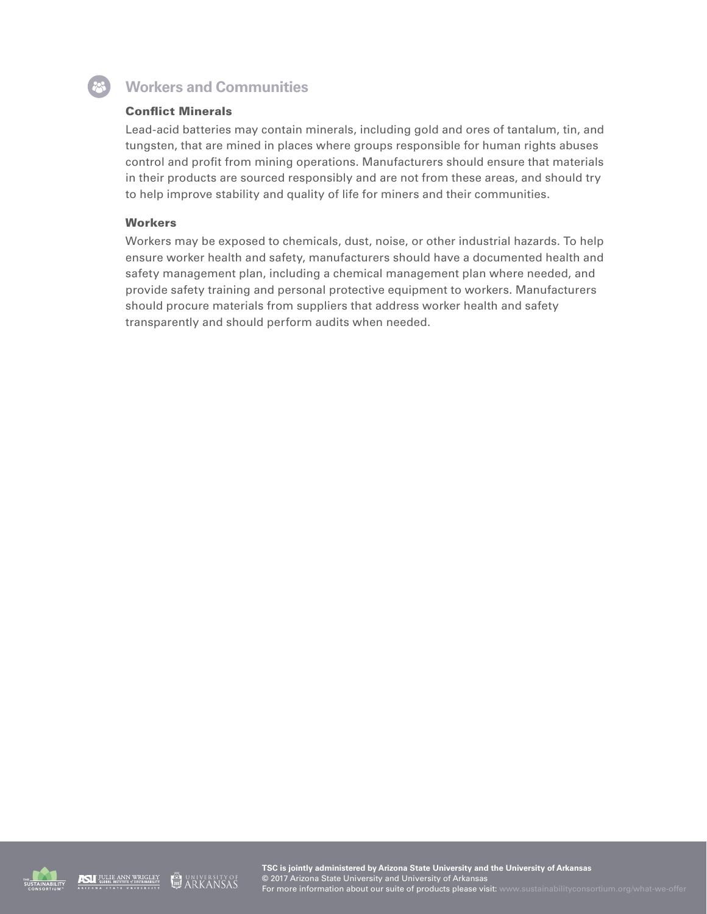## Workers and Communities

### Conflict Minerals

Lead-acid batteries may contain minerals, including gold and ores of tantalum, tin, and tungsten, that are mined in places where groups responsible for human rights abuses control and profit from mining operations. Manufacturers should ensure that materials in their products are sourced responsibly and are not from these areas, and should try to help improve stability and quality of life for miners and their communities.

### Workers

Workers may be exposed to chemicals, dust, noise, or other industrial hazards. To help ensure worker health and safety, manufacturers should have a documented health and safety management plan, including a chemical management plan where needed, and provide safety training and personal protective equipment to workers. Manufacturers should procure materials from suppliers that address worker health and safety transparently and should perform audits when needed.

**TSC is jointly administered by Arizona State University and the University of Arkansas**
© 2017 Arizona State University and University of Arkansas
For more information about our suite of products please visit: www.sustainabilityconsortium.org/what-we-offer